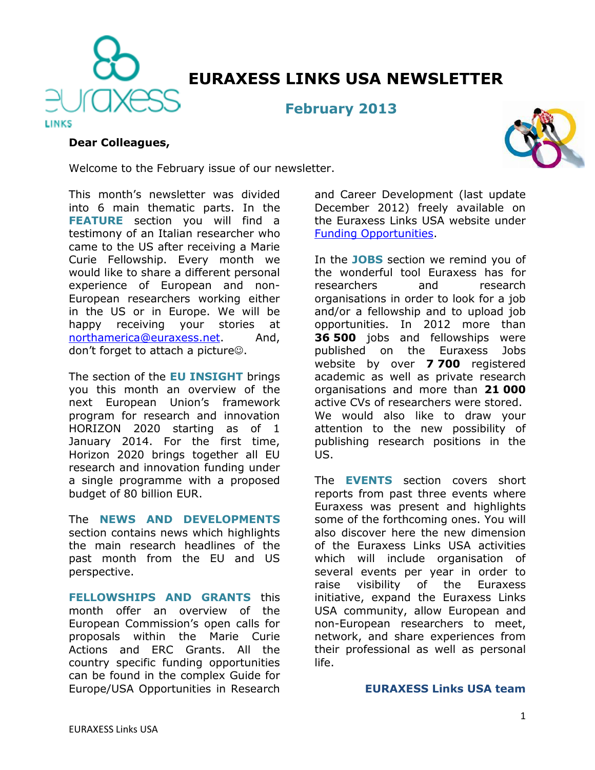# EURAXESS LINKS USA NEWSLETTER

## February 2013

**Dear Colleagues,**

Welcome to the February issue of our newsletter.

This month's newsletter was divided into 6 main thematic parts. In the **FEATURE** section you will find a testimony of an Italian researcher who came to the US after receiving a Marie Curie Fellowship. Every month we would like to share a different personal experience of European and non-European researchers working either in the US or in Europe. We will be happy receiving your stories at northamerica@euraxess.net. And, don't forget to attach a picture☺.

The section of the **EU INSIGHT** brings you this month an overview of the next European Union's framework program for research and innovation HORIZON 2020 starting as of 1 January 2014. For the first time, Horizon 2020 brings together all EU research and innovation funding under a single programme with a proposed budget of 80 billion EUR.

The **NEWS AND DEVELOPMENTS** section contains news which highlights the main research headlines of the past month from the EU and US perspective.

**FELLOWSHIPS AND GRANTS** this month offer an overview of the European Commission's open calls for proposals within the Marie Curie Actions and ERC Grants. All the country specific funding opportunities can be found in the complex Guide for Europe/USA Opportunities in Research and Career Development (last update December 2012) freely available on the Euraxess Links USA website under Funding Opportunities.

In the **JOBS** section we remind you of the wonderful tool Euraxess has for researchers and research organisations in order to look for a job and/or a fellowship and to upload job opportunities. In 2012 more than **36 500** jobs and fellowships were published on the Euraxess Jobs website by over **7 700** registered academic as well as private research organisations and more than **21 000** active CVs of researchers were stored. We would also like to draw your attention to the new possibility of publishing research positions in the US.

The **EVENTS** section covers short reports from past three events where Euraxess was present and highlights some of the forthcoming ones. You will also discover here the new dimension of the Euraxess Links USA activities which will include organisation of several events per year in order to raise visibility of the Euraxess initiative, expand the Euraxess Links USA community, allow European and non-European researchers to meet, network, and share experiences from their professional as well as personal life.

**EURAXESS Links USA team**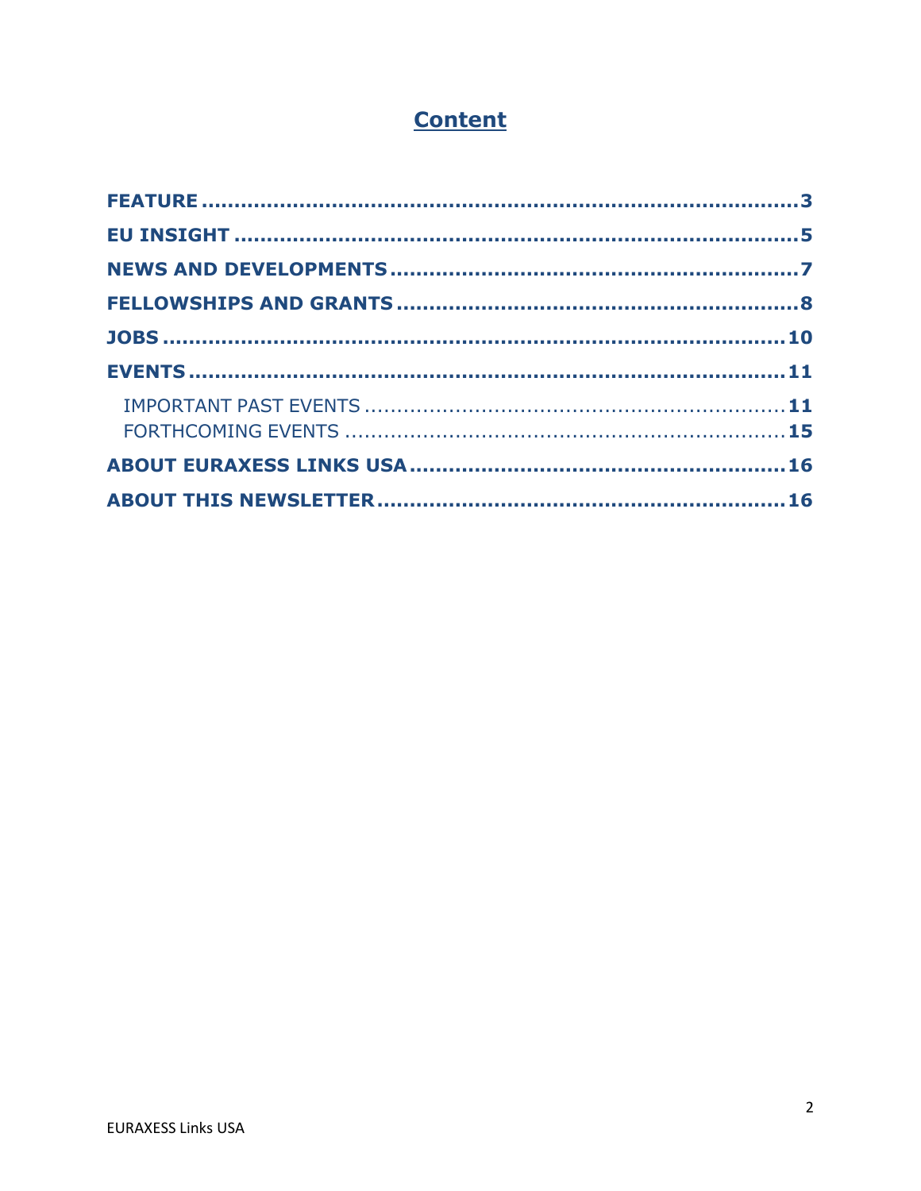# Content

- **FEATURE** .......... 3
- **EU INSIGHT** .......... 5
- **NEWS AND DEVELOPMENTS** .......... 7
- **FELLOWSHIPS AND GRANTS** .......... 8
- **JOBS** .......... 10
- **EVENTS** .......... 11
  - IMPORTANT PAST EVENTS .......... 11
  - FORTHCOMING EVENTS .......... 15
- **ABOUT EURAXESS LINKS USA** .......... 16
- **ABOUT THIS NEWSLETTER** .......... 16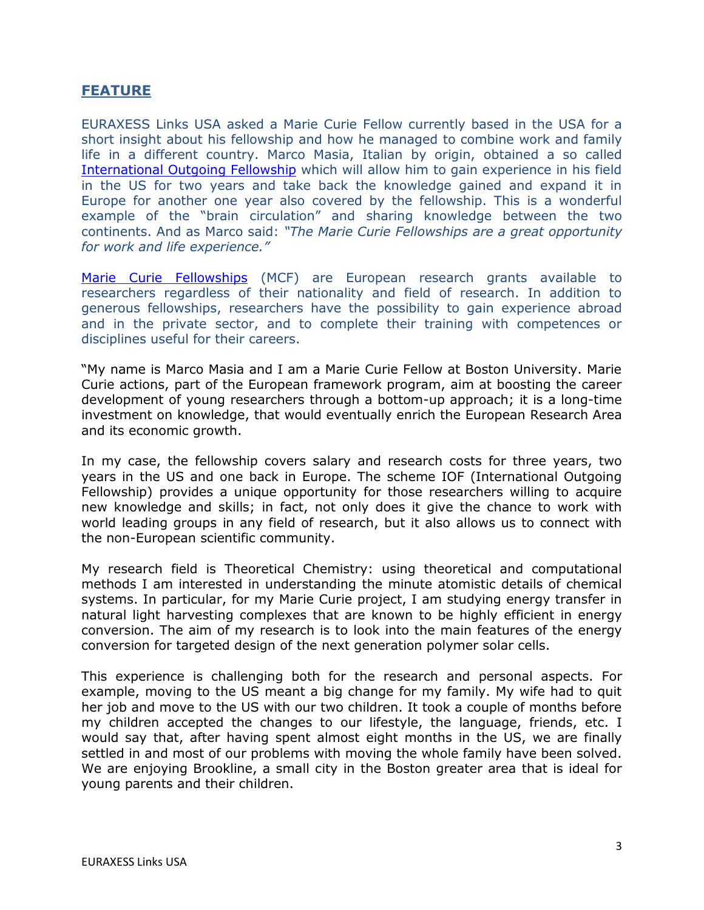## FEATURE

EURAXESS Links USA asked a Marie Curie Fellow currently based in the USA for a short insight about his fellowship and how he managed to combine work and family life in a different country. Marco Masia, Italian by origin, obtained a so called International Outgoing Fellowship which will allow him to gain experience in his field in the US for two years and take back the knowledge gained and expand it in Europe for another one year also covered by the fellowship. This is a wonderful example of the "brain circulation" and sharing knowledge between the two continents. And as Marco said: *"The Marie Curie Fellowships are a great opportunity for work and life experience."*

Marie Curie Fellowships (MCF) are European research grants available to researchers regardless of their nationality and field of research. In addition to generous fellowships, researchers have the possibility to gain experience abroad and in the private sector, and to complete their training with competences or disciplines useful for their careers.

"My name is Marco Masia and I am a Marie Curie Fellow at Boston University. Marie Curie actions, part of the European framework program, aim at boosting the career development of young researchers through a bottom-up approach; it is a long-time investment on knowledge, that would eventually enrich the European Research Area and its economic growth.

In my case, the fellowship covers salary and research costs for three years, two years in the US and one back in Europe. The scheme IOF (International Outgoing Fellowship) provides a unique opportunity for those researchers willing to acquire new knowledge and skills; in fact, not only does it give the chance to work with world leading groups in any field of research, but it also allows us to connect with the non-European scientific community.

My research field is Theoretical Chemistry: using theoretical and computational methods I am interested in understanding the minute atomistic details of chemical systems. In particular, for my Marie Curie project, I am studying energy transfer in natural light harvesting complexes that are known to be highly efficient in energy conversion. The aim of my research is to look into the main features of the energy conversion for targeted design of the next generation polymer solar cells.

This experience is challenging both for the research and personal aspects. For example, moving to the US meant a big change for my family. My wife had to quit her job and move to the US with our two children. It took a couple of months before my children accepted the changes to our lifestyle, the language, friends, etc. I would say that, after having spent almost eight months in the US, we are finally settled in and most of our problems with moving the whole family have been solved. We are enjoying Brookline, a small city in the Boston greater area that is ideal for young parents and their children.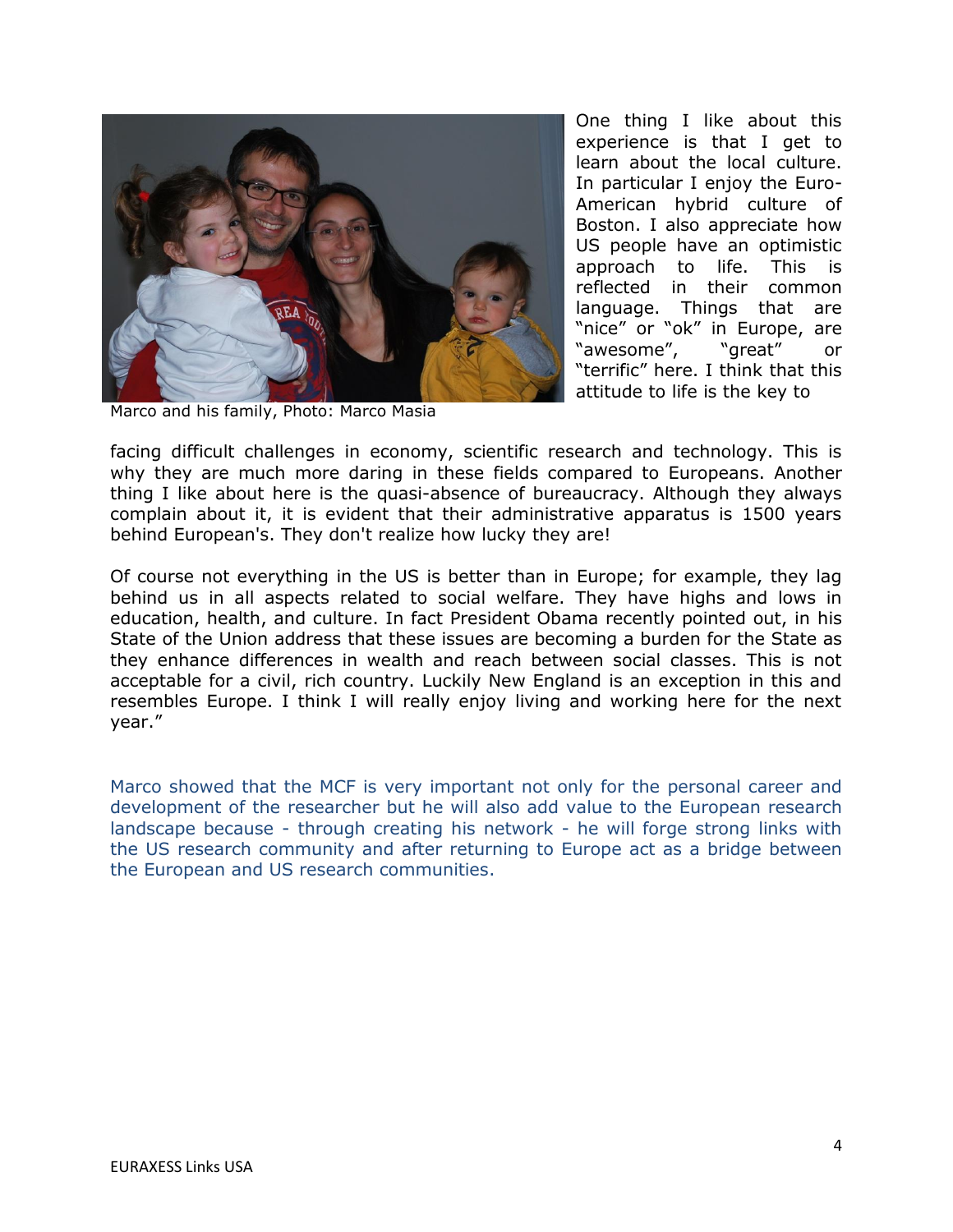Marco and his family, Photo: Marco Masia

One thing I like about this experience is that I get to learn about the local culture. In particular I enjoy the Euro-American hybrid culture of Boston. I also appreciate how US people have an optimistic approach to life. This is reflected in their common language. Things that are "nice" or "ok" in Europe, are "awesome", "great" or "terrific" here. I think that this attitude to life is the key to facing difficult challenges in economy, scientific research and technology. This is why they are much more daring in these fields compared to Europeans. Another thing I like about here is the quasi-absence of bureaucracy. Although they always complain about it, it is evident that their administrative apparatus is 1500 years behind European's. They don't realize how lucky they are!

Of course not everything in the US is better than in Europe; for example, they lag behind us in all aspects related to social welfare. They have highs and lows in education, health, and culture. In fact President Obama recently pointed out, in his State of the Union address that these issues are becoming a burden for the State as they enhance differences in wealth and reach between social classes. This is not acceptable for a civil, rich country. Luckily New England is an exception in this and resembles Europe. I think I will really enjoy living and working here for the next year."

Marco showed that the MCF is very important not only for the personal career and development of the researcher but he will also add value to the European research landscape because - through creating his network - he will forge strong links with the US research community and after returning to Europe act as a bridge between the European and US research communities.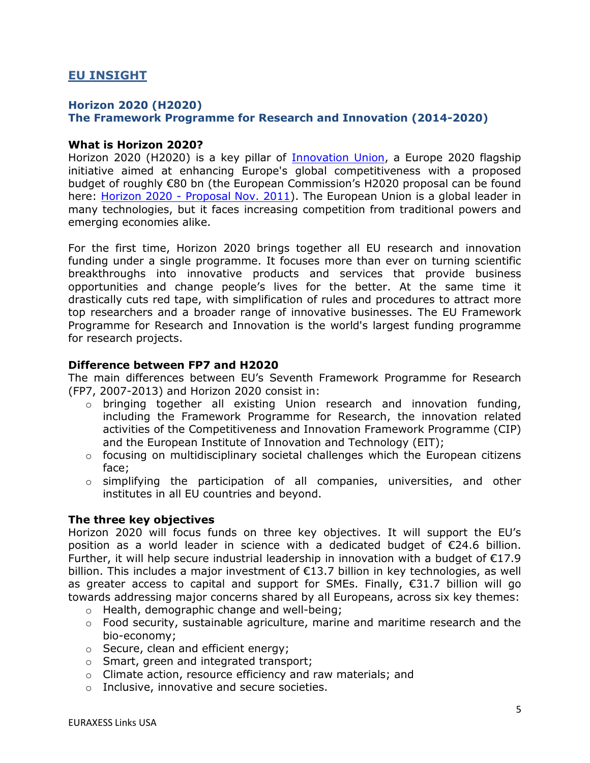## EU INSIGHT

### Horizon 2020 (H2020)
### The Framework Programme for Research and Innovation (2014-2020)

**What is Horizon 2020?**

Horizon 2020 (H2020) is a key pillar of Innovation Union, a Europe 2020 flagship initiative aimed at enhancing Europe's global competitiveness with a proposed budget of roughly €80 bn (the European Commission's H2020 proposal can be found here: Horizon 2020 - Proposal Nov. 2011). The European Union is a global leader in many technologies, but it faces increasing competition from traditional powers and emerging economies alike.

For the first time, Horizon 2020 brings together all EU research and innovation funding under a single programme. It focuses more than ever on turning scientific breakthroughs into innovative products and services that provide business opportunities and change people's lives for the better. At the same time it drastically cuts red tape, with simplification of rules and procedures to attract more top researchers and a broader range of innovative businesses. The EU Framework Programme for Research and Innovation is the world's largest funding programme for research projects.

**Difference between FP7 and H2020**

The main differences between EU's Seventh Framework Programme for Research (FP7, 2007-2013) and Horizon 2020 consist in:

- bringing together all existing Union research and innovation funding, including the Framework Programme for Research, the innovation related activities of the Competitiveness and Innovation Framework Programme (CIP) and the European Institute of Innovation and Technology (EIT);
- focusing on multidisciplinary societal challenges which the European citizens face;
- simplifying the participation of all companies, universities, and other institutes in all EU countries and beyond.

**The three key objectives**

Horizon 2020 will focus funds on three key objectives. It will support the EU's position as a world leader in science with a dedicated budget of €24.6 billion. Further, it will help secure industrial leadership in innovation with a budget of €17.9 billion. This includes a major investment of €13.7 billion in key technologies, as well as greater access to capital and support for SMEs. Finally, €31.7 billion will go towards addressing major concerns shared by all Europeans, across six key themes:

- Health, demographic change and well-being;
- Food security, sustainable agriculture, marine and maritime research and the bio-economy;
- Secure, clean and efficient energy;
- Smart, green and integrated transport;
- Climate action, resource efficiency and raw materials; and
- Inclusive, innovative and secure societies.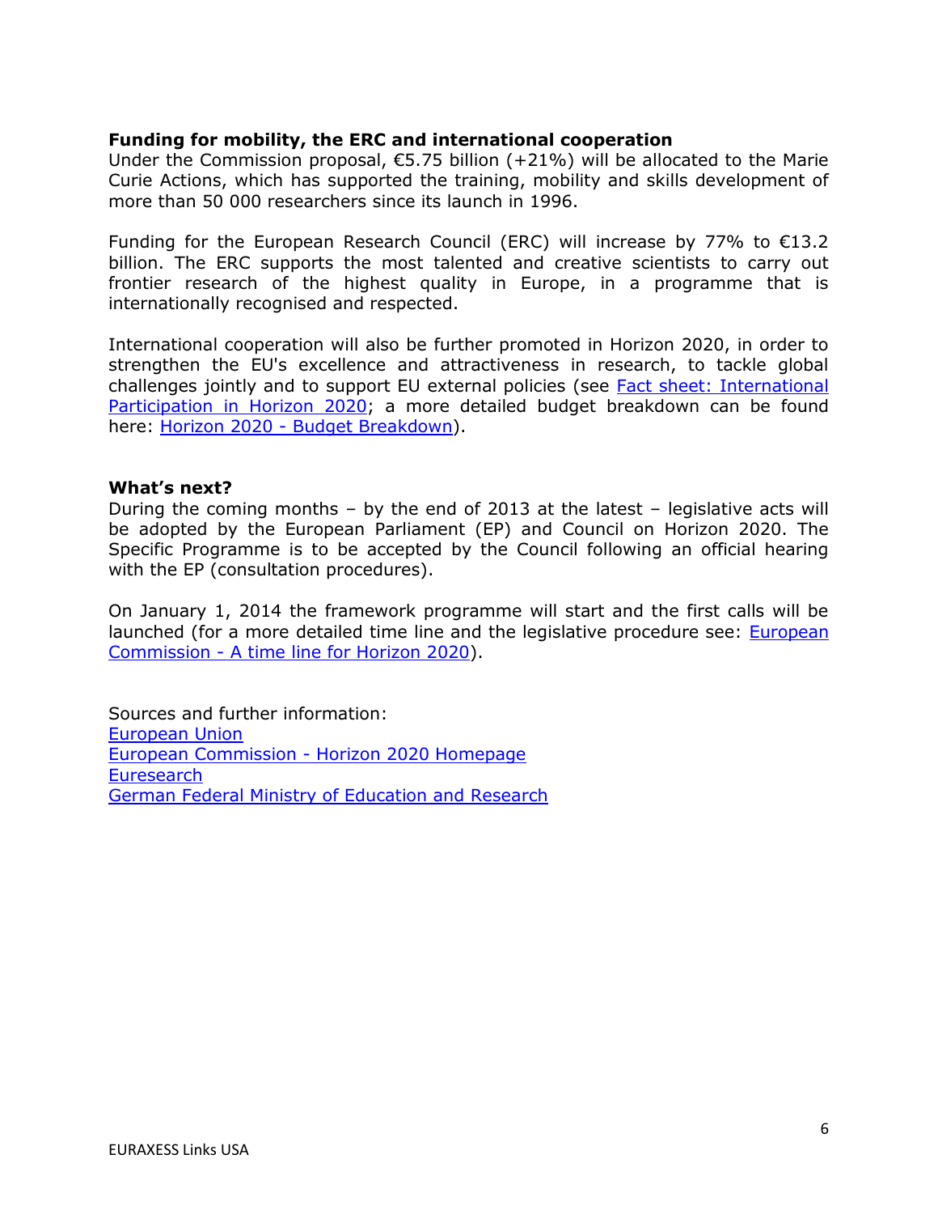**Funding for mobility, the ERC and international cooperation**

Under the Commission proposal, €5.75 billion (+21%) will be allocated to the Marie Curie Actions, which has supported the training, mobility and skills development of more than 50 000 researchers since its launch in 1996.

Funding for the European Research Council (ERC) will increase by 77% to €13.2 billion. The ERC supports the most talented and creative scientists to carry out frontier research of the highest quality in Europe, in a programme that is internationally recognised and respected.

International cooperation will also be further promoted in Horizon 2020, in order to strengthen the EU's excellence and attractiveness in research, to tackle global challenges jointly and to support EU external policies (see Fact sheet: International Participation in Horizon 2020; a more detailed budget breakdown can be found here: Horizon 2020 - Budget Breakdown).

**What's next?**

During the coming months – by the end of 2013 at the latest – legislative acts will be adopted by the European Parliament (EP) and Council on Horizon 2020. The Specific Programme is to be accepted by the Council following an official hearing with the EP (consultation procedures).

On January 1, 2014 the framework programme will start and the first calls will be launched (for a more detailed time line and the legislative procedure see: European Commission - A time line for Horizon 2020).

Sources and further information:
European Union
European Commission - Horizon 2020 Homepage
Euresearch
German Federal Ministry of Education and Research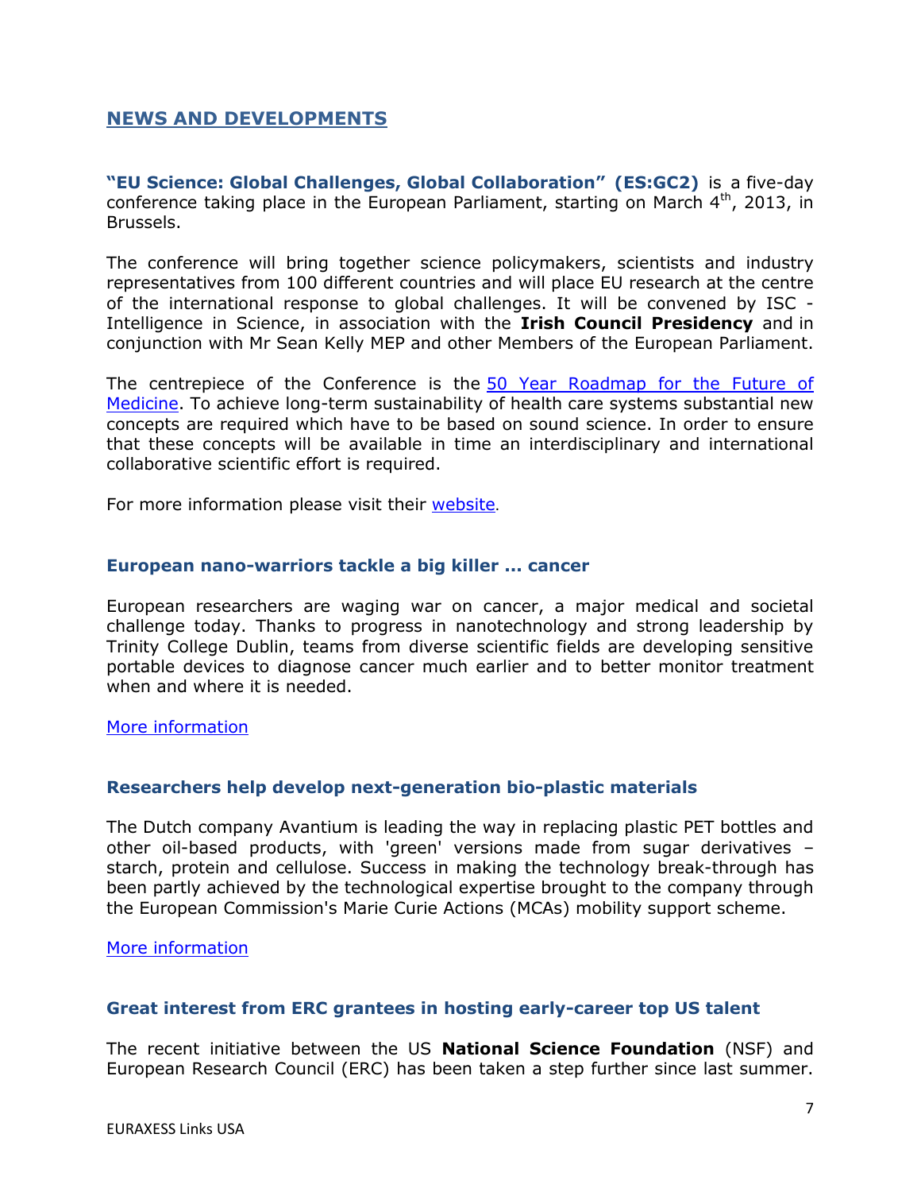## NEWS AND DEVELOPMENTS

**"EU Science: Global Challenges, Global Collaboration" (ES:GC2)** is a five-day conference taking place in the European Parliament, starting on March 4th, 2013, in Brussels.

The conference will bring together science policymakers, scientists and industry representatives from 100 different countries and will place EU research at the centre of the international response to global challenges. It will be convened by ISC - Intelligence in Science, in association with the **Irish Council Presidency** and in conjunction with Mr Sean Kelly MEP and other Members of the European Parliament.

The centrepiece of the Conference is the 50 Year Roadmap for the Future of Medicine. To achieve long-term sustainability of health care systems substantial new concepts are required which have to be based on sound science. In order to ensure that these concepts will be available in time an interdisciplinary and international collaborative scientific effort is required.

For more information please visit their website.

### European nano-warriors tackle a big killer ... cancer

European researchers are waging war on cancer, a major medical and societal challenge today. Thanks to progress in nanotechnology and strong leadership by Trinity College Dublin, teams from diverse scientific fields are developing sensitive portable devices to diagnose cancer much earlier and to better monitor treatment when and where it is needed.

More information

### Researchers help develop next-generation bio-plastic materials

The Dutch company Avantium is leading the way in replacing plastic PET bottles and other oil-based products, with 'green' versions made from sugar derivatives – starch, protein and cellulose. Success in making the technology break-through has been partly achieved by the technological expertise brought to the company through the European Commission's Marie Curie Actions (MCAs) mobility support scheme.

More information

### Great interest from ERC grantees in hosting early-career top US talent

The recent initiative between the US **National Science Foundation** (NSF) and European Research Council (ERC) has been taken a step further since last summer.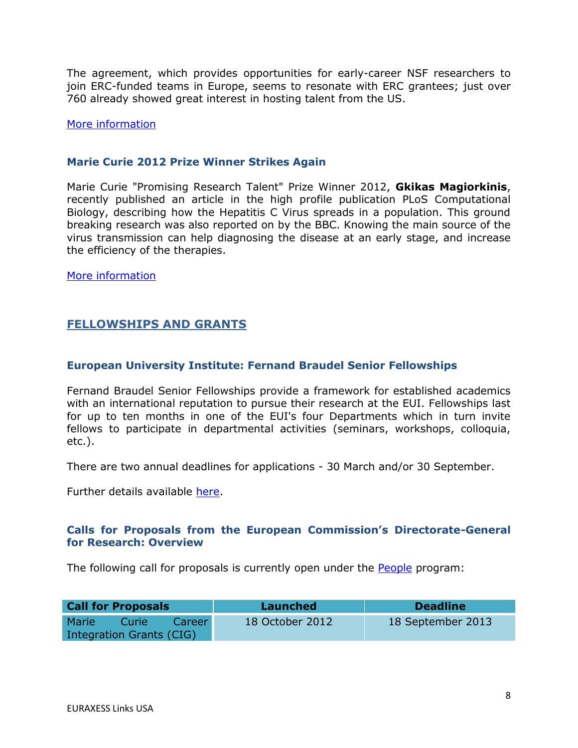The agreement, which provides opportunities for early-career NSF researchers to join ERC-funded teams in Europe, seems to resonate with ERC grantees; just over 760 already showed great interest in hosting talent from the US.

More information

### Marie Curie 2012 Prize Winner Strikes Again

Marie Curie "Promising Research Talent" Prize Winner 2012, **Gkikas Magiorkinis**, recently published an article in the high profile publication PLoS Computational Biology, describing how the Hepatitis C Virus spreads in a population. This ground breaking research was also reported on by the BBC. Knowing the main source of the virus transmission can help diagnosing the disease at an early stage, and increase the efficiency of the therapies.

More information

## FELLOWSHIPS AND GRANTS

### European University Institute: Fernand Braudel Senior Fellowships

Fernand Braudel Senior Fellowships provide a framework for established academics with an international reputation to pursue their research at the EUI. Fellowships last for up to ten months in one of the EUI's four Departments which in turn invite fellows to participate in departmental activities (seminars, workshops, colloquia, etc.).

There are two annual deadlines for applications - 30 March and/or 30 September.

Further details available here.

### Calls for Proposals from the European Commission's Directorate-General for Research: Overview

The following call for proposals is currently open under the People program:

| Call for Proposals | Launched | Deadline |
| --- | --- | --- |
| Marie Curie Career Integration Grants (CIG) | 18 October 2012 | 18 September 2013 |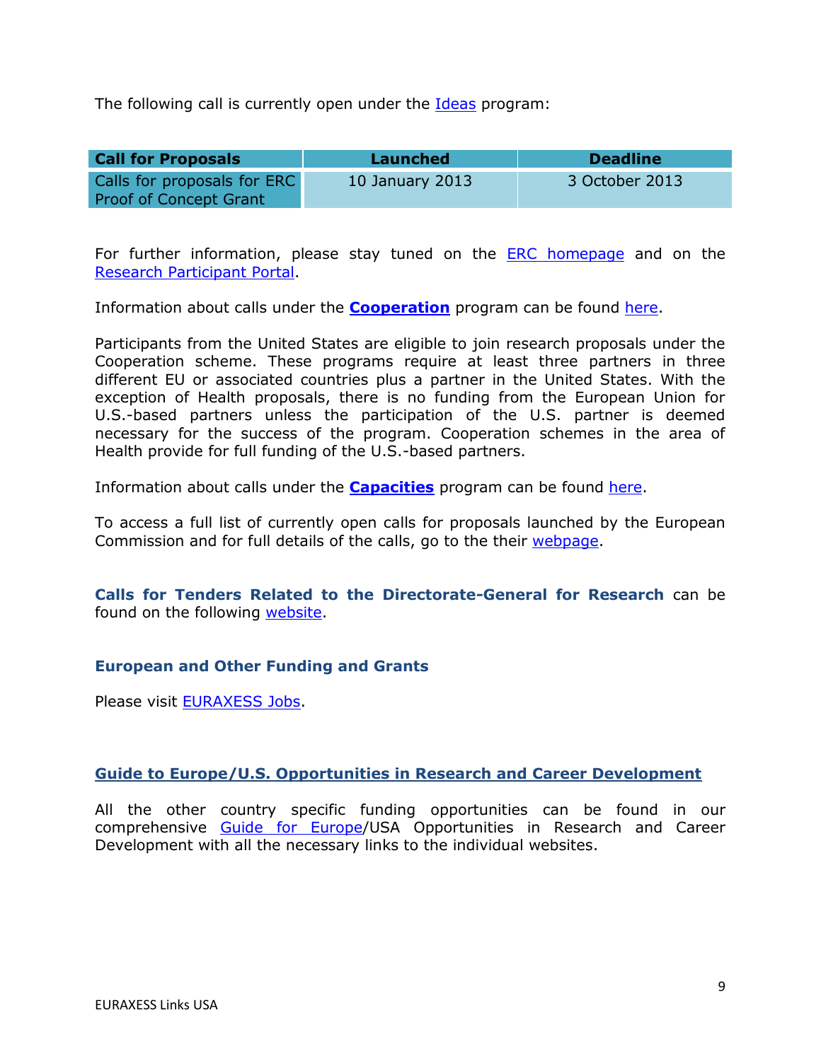The following call is currently open under the Ideas program:

| **Call for Proposals** | **Launched** | **Deadline** |
| --- | --- | --- |
| Calls for proposals for ERC Proof of Concept Grant | 10 January 2013 | 3 October 2013 |

For further information, please stay tuned on the ERC homepage and on the Research Participant Portal.

Information about calls under the **Cooperation** program can be found here.

Participants from the United States are eligible to join research proposals under the Cooperation scheme. These programs require at least three partners in three different EU or associated countries plus a partner in the United States. With the exception of Health proposals, there is no funding from the European Union for U.S.-based partners unless the participation of the U.S. partner is deemed necessary for the success of the program. Cooperation schemes in the area of Health provide for full funding of the U.S.-based partners.

Information about calls under the **Capacities** program can be found here.

To access a full list of currently open calls for proposals launched by the European Commission and for full details of the calls, go to the their webpage.

**Calls for Tenders Related to the Directorate-General for Research** can be found on the following website.

### European and Other Funding and Grants

Please visit EURAXESS Jobs.

### Guide to Europe/U.S. Opportunities in Research and Career Development

All the other country specific funding opportunities can be found in our comprehensive Guide for Europe/USA Opportunities in Research and Career Development with all the necessary links to the individual websites.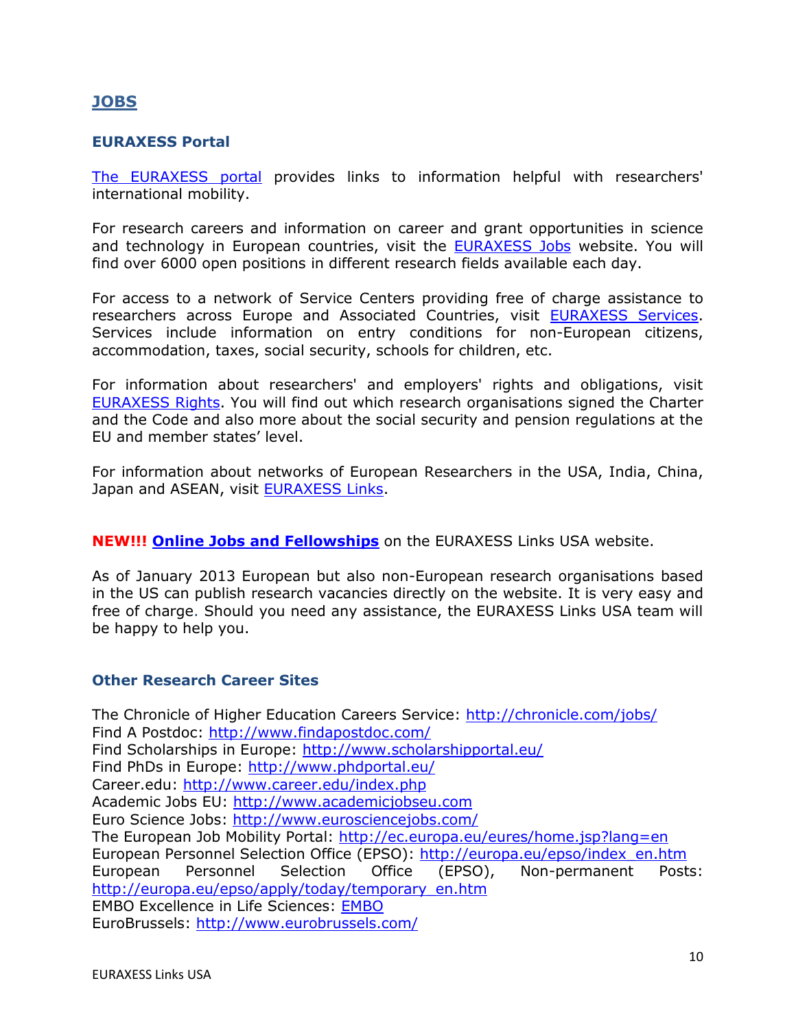## JOBS

### EURAXESS Portal

The EURAXESS portal provides links to information helpful with researchers' international mobility.

For research careers and information on career and grant opportunities in science and technology in European countries, visit the EURAXESS Jobs website. You will find over 6000 open positions in different research fields available each day.

For access to a network of Service Centers providing free of charge assistance to researchers across Europe and Associated Countries, visit EURAXESS Services. Services include information on entry conditions for non-European citizens, accommodation, taxes, social security, schools for children, etc.

For information about researchers' and employers' rights and obligations, visit EURAXESS Rights. You will find out which research organisations signed the Charter and the Code and also more about the social security and pension regulations at the EU and member states' level.

For information about networks of European Researchers in the USA, India, China, Japan and ASEAN, visit EURAXESS Links.

**NEW!!! Online Jobs and Fellowships** on the EURAXESS Links USA website.

As of January 2013 European but also non-European research organisations based in the US can publish research vacancies directly on the website. It is very easy and free of charge. Should you need any assistance, the EURAXESS Links USA team will be happy to help you.

### Other Research Career Sites

The Chronicle of Higher Education Careers Service: http://chronicle.com/jobs/
Find A Postdoc: http://www.findapostdoc.com/
Find Scholarships in Europe: http://www.scholarshipportal.eu/
Find PhDs in Europe: http://www.phdportal.eu/
Career.edu: http://www.career.edu/index.php
Academic Jobs EU: http://www.academicjobseu.com
Euro Science Jobs: http://www.eurosciencejobs.com/
The European Job Mobility Portal: http://ec.europa.eu/eures/home.jsp?lang=en
European Personnel Selection Office (EPSO): http://europa.eu/epso/index_en.htm
European Personnel Selection Office (EPSO), Non-permanent Posts: http://europa.eu/epso/apply/today/temporary_en.htm
EMBO Excellence in Life Sciences: EMBO
EuroBrussels: http://www.eurobrussels.com/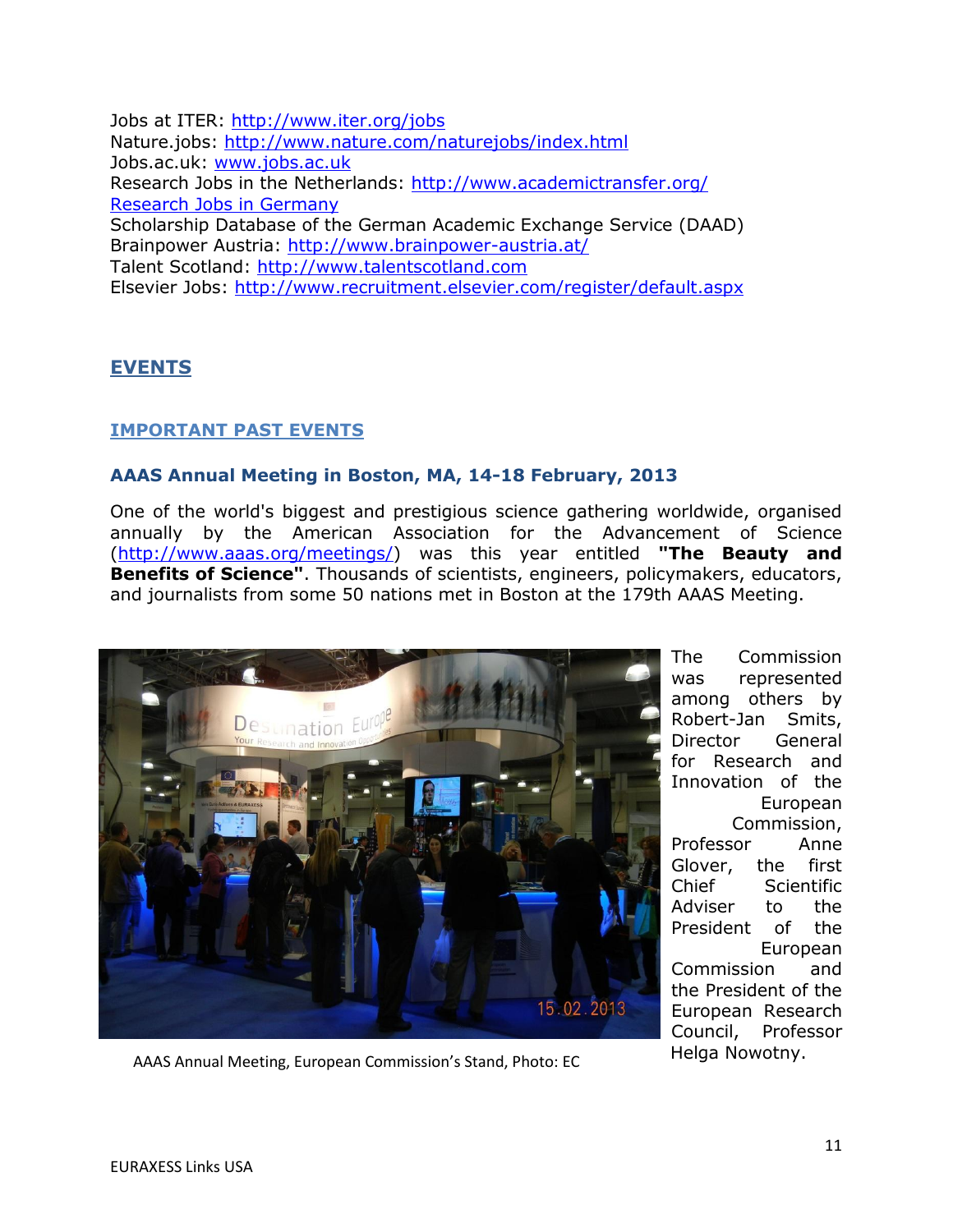Jobs at ITER: http://www.iter.org/jobs
Nature.jobs: http://www.nature.com/naturejobs/index.html
Jobs.ac.uk: www.jobs.ac.uk
Research Jobs in the Netherlands: http://www.academictransfer.org/
Research Jobs in Germany
Scholarship Database of the German Academic Exchange Service (DAAD)
Brainpower Austria: http://www.brainpower-austria.at/
Talent Scotland: http://www.talentscotland.com
Elsevier Jobs: http://www.recruitment.elsevier.com/register/default.aspx

## EVENTS

### IMPORTANT PAST EVENTS

#### AAAS Annual Meeting in Boston, MA, 14-18 February, 2013

One of the world's biggest and prestigious science gathering worldwide, organised annually by the American Association for the Advancement of Science (http://www.aaas.org/meetings/) was this year entitled **"The Beauty and Benefits of Science"**. Thousands of scientists, engineers, policymakers, educators, and journalists from some 50 nations met in Boston at the 179th AAAS Meeting.

AAAS Annual Meeting, European Commission's Stand, Photo: EC

The Commission was represented among others by Robert-Jan Smits, Director General for Research and Innovation of the European Commission, Professor Anne Glover, the first Chief Scientific Adviser to the President of the European Commission and the President of the European Research Council, Professor Helga Nowotny.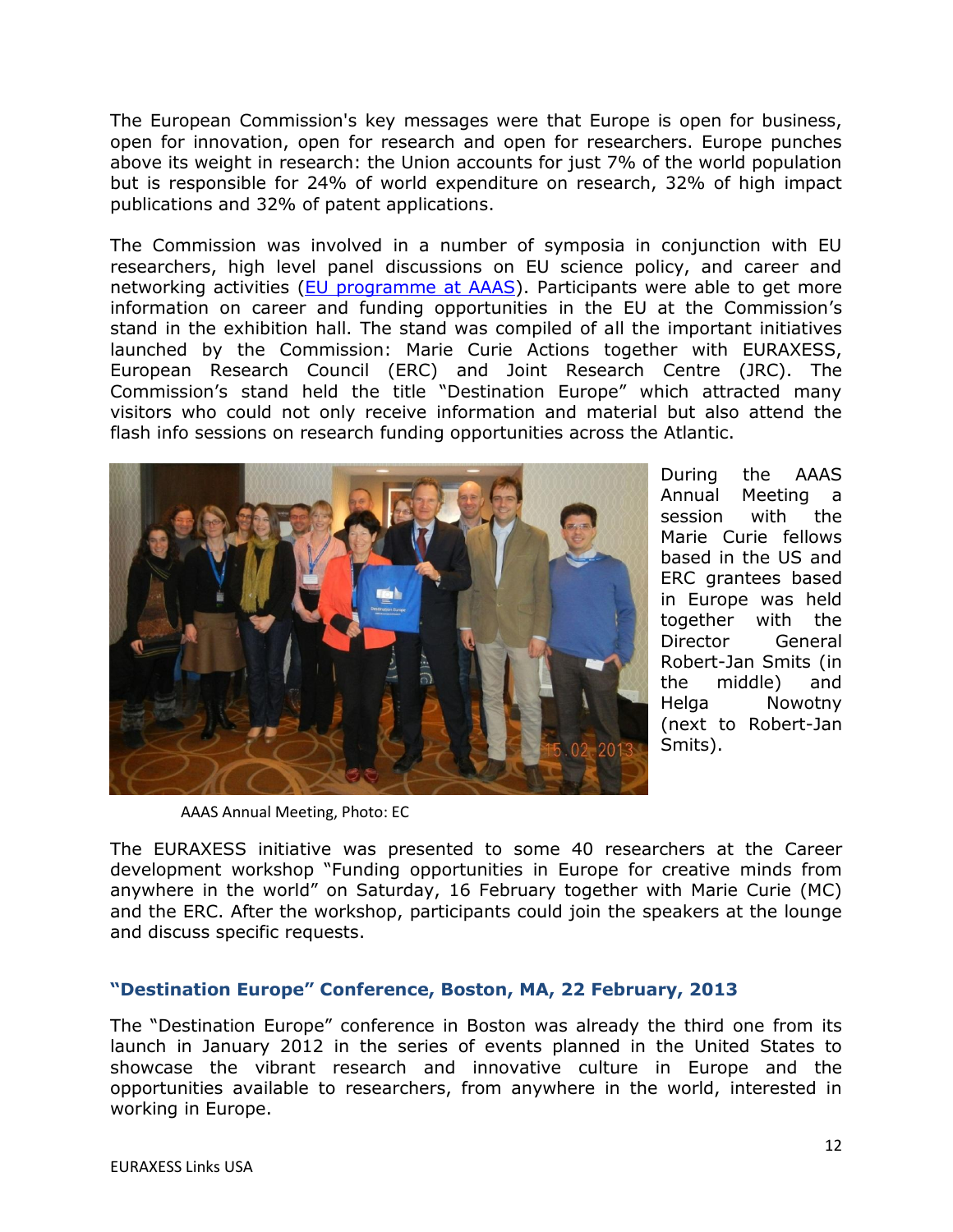The European Commission's key messages were that Europe is open for business, open for innovation, open for research and open for researchers. Europe punches above its weight in research: the Union accounts for just 7% of the world population but is responsible for 24% of world expenditure on research, 32% of high impact publications and 32% of patent applications.

The Commission was involved in a number of symposia in conjunction with EU researchers, high level panel discussions on EU science policy, and career and networking activities ([EU programme at AAAS](EU programme at AAAS)). Participants were able to get more information on career and funding opportunities in the EU at the Commission's stand in the exhibition hall. The stand was compiled of all the important initiatives launched by the Commission: Marie Curie Actions together with EURAXESS, European Research Council (ERC) and Joint Research Centre (JRC). The Commission's stand held the title "Destination Europe" which attracted many visitors who could not only receive information and material but also attend the flash info sessions on research funding opportunities across the Atlantic.

During the AAAS Annual Meeting a session with the Marie Curie fellows based in the US and ERC grantees based in Europe was held together with the Director General Robert-Jan Smits (in the middle) and Helga Nowotny (next to Robert-Jan Smits).

AAAS Annual Meeting, Photo: EC

The EURAXESS initiative was presented to some 40 researchers at the Career development workshop "Funding opportunities in Europe for creative minds from anywhere in the world" on Saturday, 16 February together with Marie Curie (MC) and the ERC. After the workshop, participants could join the speakers at the lounge and discuss specific requests.

### "Destination Europe" Conference, Boston, MA, 22 February, 2013

The "Destination Europe" conference in Boston was already the third one from its launch in January 2012 in the series of events planned in the United States to showcase the vibrant research and innovative culture in Europe and the opportunities available to researchers, from anywhere in the world, interested in working in Europe.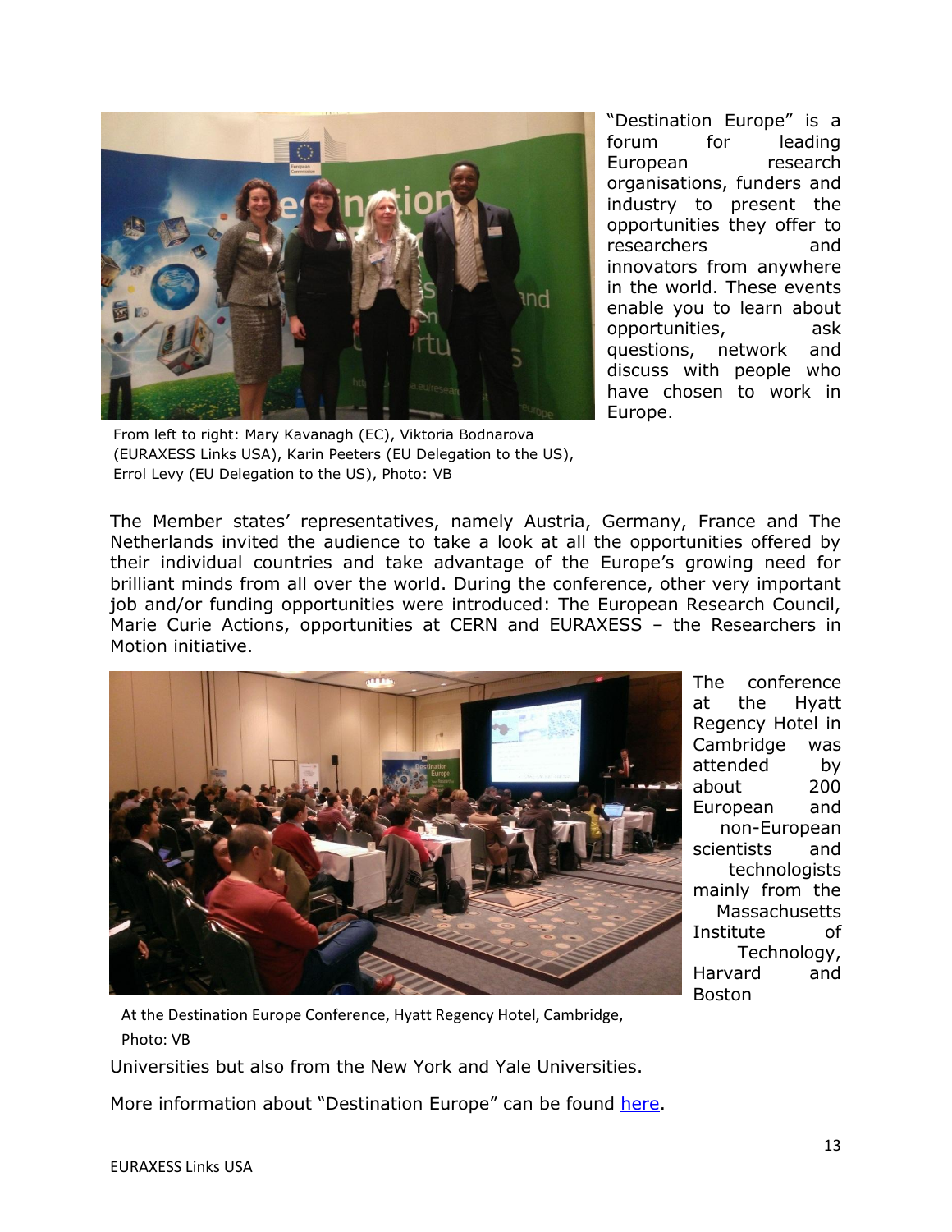"Destination Europe" is a forum for leading European research organisations, funders and industry to present the opportunities they offer to researchers and innovators from anywhere in the world. These events enable you to learn about opportunities, ask questions, network and discuss with people who have chosen to work in Europe.

From left to right: Mary Kavanagh (EC), Viktoria Bodnarova (EURAXESS Links USA), Karin Peeters (EU Delegation to the US), Errol Levy (EU Delegation to the US), Photo: VB

The Member states' representatives, namely Austria, Germany, France and The Netherlands invited the audience to take a look at all the opportunities offered by their individual countries and take advantage of the Europe's growing need for brilliant minds from all over the world. During the conference, other very important job and/or funding opportunities were introduced: The European Research Council, Marie Curie Actions, opportunities at CERN and EURAXESS – the Researchers in Motion initiative.

The conference at the Hyatt Regency Hotel in Cambridge was attended by about 200 European and non-European scientists and technologists mainly from the Massachusetts Institute of Technology, Harvard and Boston Universities but also from the New York and Yale Universities.

At the Destination Europe Conference, Hyatt Regency Hotel, Cambridge, Photo: VB

More information about "Destination Europe" can be found here.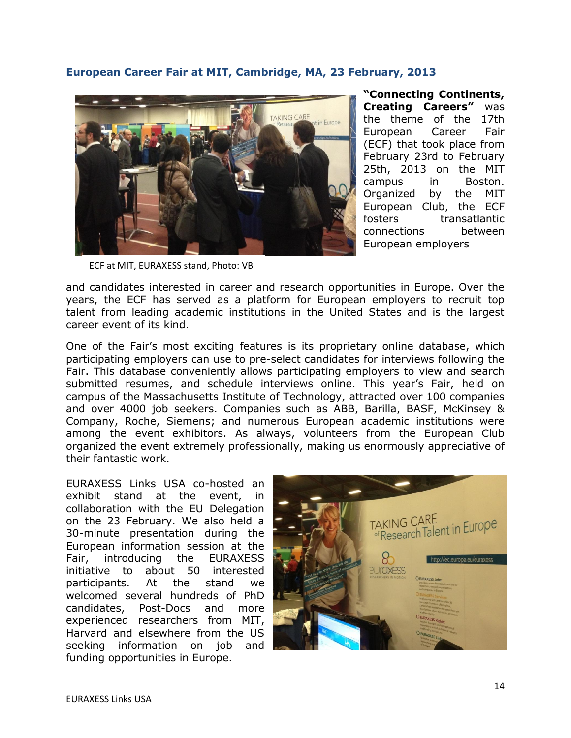## European Career Fair at MIT, Cambridge, MA, 23 February, 2013

ECF at MIT, EURAXESS stand, Photo: VB

**"Connecting Continents, Creating Careers"** was the theme of the 17th European Career Fair (ECF) that took place from February 23rd to February 25th, 2013 on the MIT campus in Boston. Organized by the MIT European Club, the ECF fosters transatlantic connections between European employers and candidates interested in career and research opportunities in Europe. Over the years, the ECF has served as a platform for European employers to recruit top talent from leading academic institutions in the United States and is the largest career event of its kind.

One of the Fair's most exciting features is its proprietary online database, which participating employers can use to pre-select candidates for interviews following the Fair. This database conveniently allows participating employers to view and search submitted resumes, and schedule interviews online. This year's Fair, held on campus of the Massachusetts Institute of Technology, attracted over 100 companies and over 4000 job seekers. Companies such as ABB, Barilla, BASF, McKinsey & Company, Roche, Siemens; and numerous European academic institutions were among the event exhibitors. As always, volunteers from the European Club organized the event extremely professionally, making us enormously appreciative of their fantastic work.

EURAXESS Links USA co-hosted an exhibit stand at the event, in collaboration with the EU Delegation on the 23 February. We also held a 30-minute presentation during the European information session at the Fair, introducing the EURAXESS initiative to about 50 interested participants. At the stand we welcomed several hundreds of PhD candidates, Post-Docs and more experienced researchers from MIT, Harvard and elsewhere from the US seeking information on job and funding opportunities in Europe.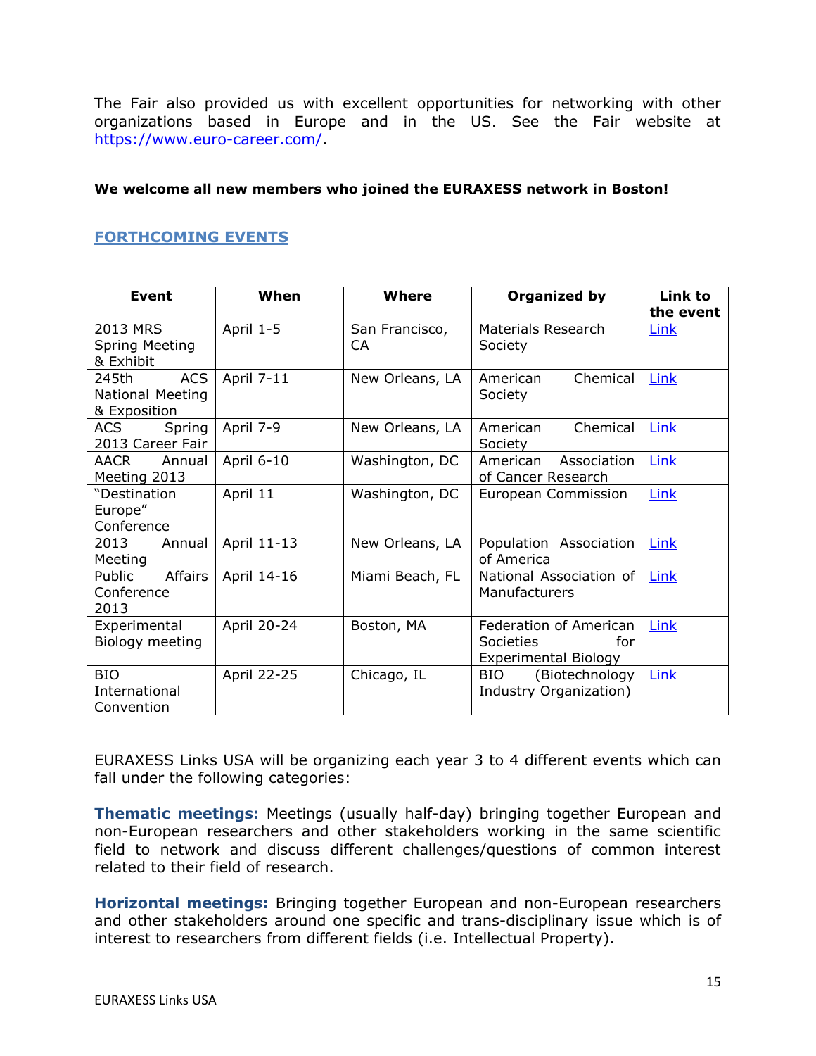The Fair also provided us with excellent opportunities for networking with other organizations based in Europe and in the US. See the Fair website at https://www.euro-career.com/.

**We welcome all new members who joined the EURAXESS network in Boston!**

## FORTHCOMING EVENTS

| Event | When | Where | Organized by | Link to the event |
|---|---|---|---|---|
| 2013 MRS Spring Meeting & Exhibit | April 1-5 | San Francisco, CA | Materials Research Society | Link |
| 245th ACS National Meeting & Exposition | April 7-11 | New Orleans, LA | American Chemical Society | Link |
| ACS Spring 2013 Career Fair | April 7-9 | New Orleans, LA | American Chemical Society | Link |
| AACR Annual Meeting 2013 | April 6-10 | Washington, DC | American Association of Cancer Research | Link |
| "Destination Europe" Conference | April 11 | Washington, DC | European Commission | Link |
| 2013 Annual Meeting | April 11-13 | New Orleans, LA | Population Association of America | Link |
| Public Affairs Conference 2013 | April 14-16 | Miami Beach, FL | National Association of Manufacturers | Link |
| Experimental Biology meeting | April 20-24 | Boston, MA | Federation of American Societies for Experimental Biology | Link |
| BIO International Convention | April 22-25 | Chicago, IL | BIO (Biotechnology Industry Organization) | Link |

EURAXESS Links USA will be organizing each year 3 to 4 different events which can fall under the following categories:

**Thematic meetings:** Meetings (usually half-day) bringing together European and non-European researchers and other stakeholders working in the same scientific field to network and discuss different challenges/questions of common interest related to their field of research.

**Horizontal meetings:** Bringing together European and non-European researchers and other stakeholders around one specific and trans-disciplinary issue which is of interest to researchers from different fields (i.e. Intellectual Property).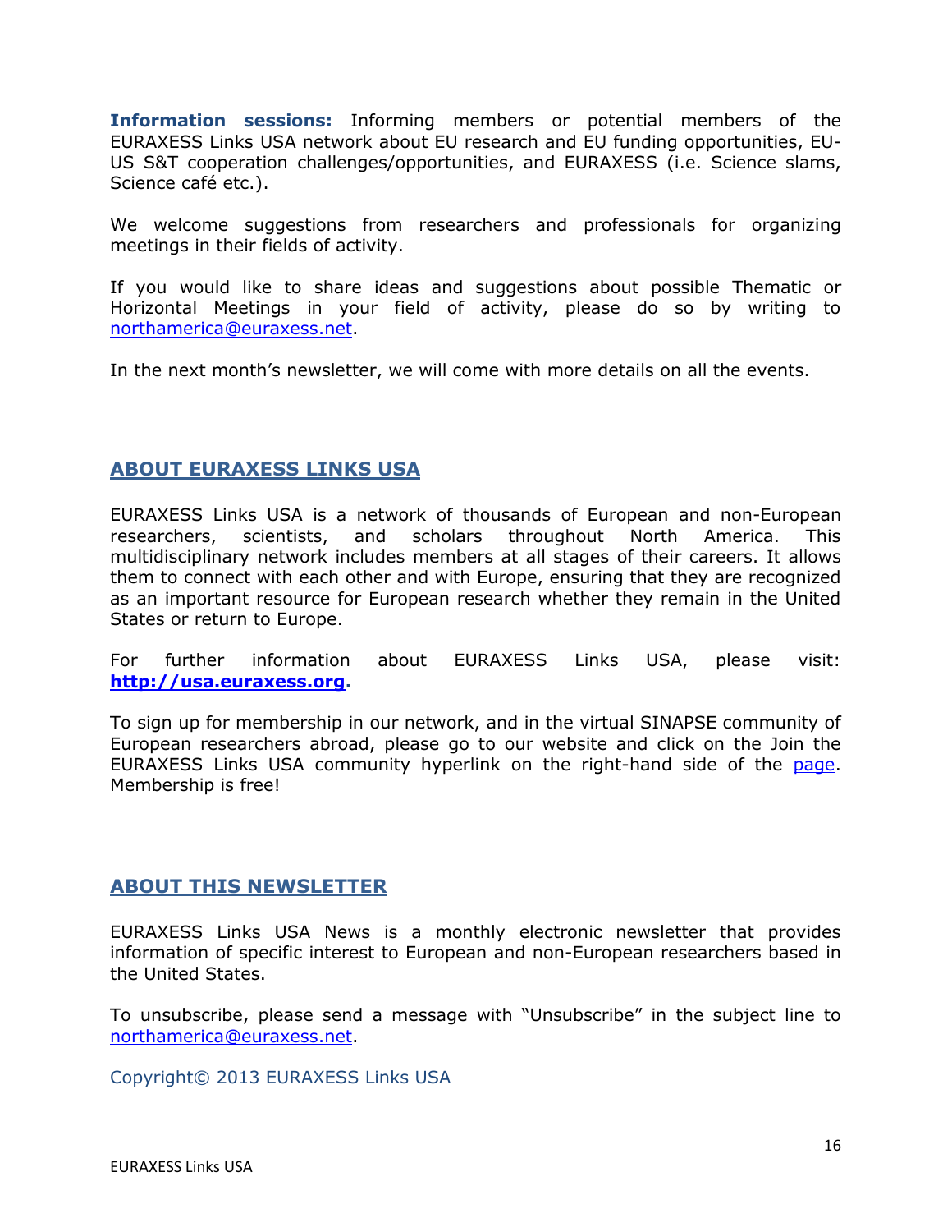**Information sessions:** Informing members or potential members of the EURAXESS Links USA network about EU research and EU funding opportunities, EU-US S&T cooperation challenges/opportunities, and EURAXESS (i.e. Science slams, Science café etc.).

We welcome suggestions from researchers and professionals for organizing meetings in their fields of activity.

If you would like to share ideas and suggestions about possible Thematic or Horizontal Meetings in your field of activity, please do so by writing to northamerica@euraxess.net.

In the next month's newsletter, we will come with more details on all the events.

## ABOUT EURAXESS LINKS USA

EURAXESS Links USA is a network of thousands of European and non-European researchers, scientists, and scholars throughout North America. This multidisciplinary network includes members at all stages of their careers. It allows them to connect with each other and with Europe, ensuring that they are recognized as an important resource for European research whether they remain in the United States or return to Europe.

For further information about EURAXESS Links USA, please visit: **http://usa.euraxess.org**.

To sign up for membership in our network, and in the virtual SINAPSE community of European researchers abroad, please go to our website and click on the Join the EURAXESS Links USA community hyperlink on the right-hand side of the page. Membership is free!

## ABOUT THIS NEWSLETTER

EURAXESS Links USA News is a monthly electronic newsletter that provides information of specific interest to European and non-European researchers based in the United States.

To unsubscribe, please send a message with "Unsubscribe" in the subject line to northamerica@euraxess.net.

Copyright© 2013 EURAXESS Links USA